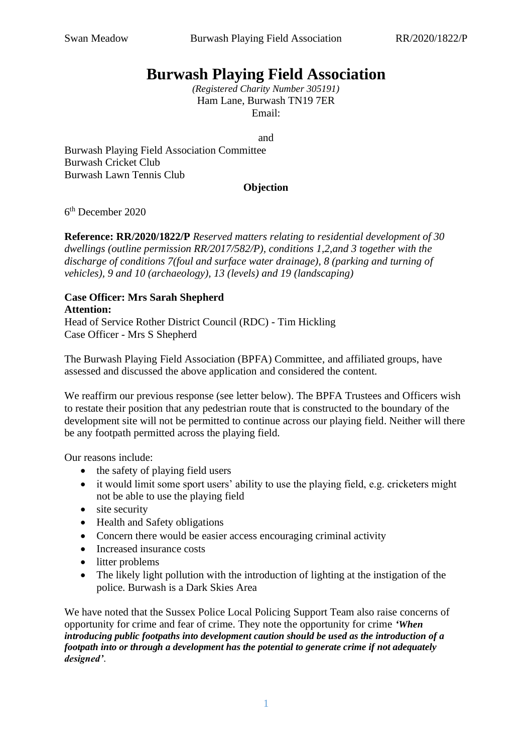# Burwash Playing Field Association

*(Registered Charity Number 305191)*
Ham Lane, Burwash TN19 7ER
Email:

and

Burwash Playing Field Association Committee
Burwash Cricket Club
Burwash Lawn Tennis Club

**Objection**

6th December 2020

**Reference: RR/2020/1822/P** *Reserved matters relating to residential development of 30 dwellings (outline permission RR/2017/582/P), conditions 1,2,and 3 together with the discharge of conditions 7(foul and surface water drainage), 8 (parking and turning of vehicles), 9 and 10 (archaeology), 13 (levels) and 19 (landscaping)*

**Case Officer: Mrs Sarah Shepherd**
**Attention:**
Head of Service Rother District Council (RDC) - Tim Hickling
Case Officer - Mrs S Shepherd

The Burwash Playing Field Association (BPFA) Committee, and affiliated groups, have assessed and discussed the above application and considered the content.

We reaffirm our previous response (see letter below). The BPFA Trustees and Officers wish to restate their position that any pedestrian route that is constructed to the boundary of the development site will not be permitted to continue across our playing field. Neither will there be any footpath permitted across the playing field.

Our reasons include:

- the safety of playing field users
- it would limit some sport users' ability to use the playing field, e.g. cricketers might not be able to use the playing field
- site security
- Health and Safety obligations
- Concern there would be easier access encouraging criminal activity
- Increased insurance costs
- litter problems
- The likely light pollution with the introduction of lighting at the instigation of the police. Burwash is a Dark Skies Area

We have noted that the Sussex Police Local Policing Support Team also raise concerns of opportunity for crime and fear of crime. They note the opportunity for crime ***'When introducing public footpaths into development caution should be used as the introduction of a footpath into or through a development has the potential to generate crime if not adequately designed'***.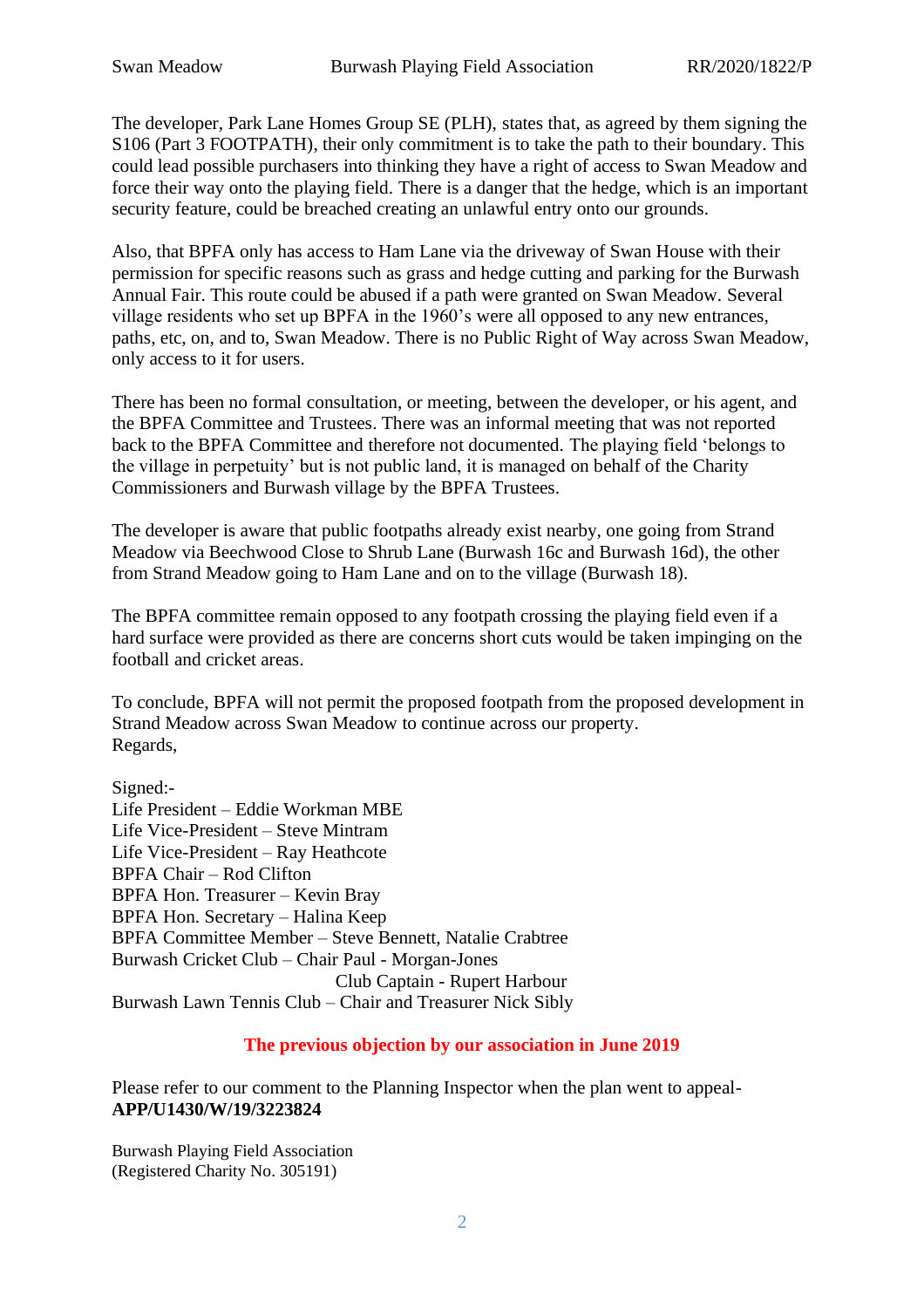The developer, Park Lane Homes Group SE (PLH), states that, as agreed by them signing the S106 (Part 3 FOOTPATH), their only commitment is to take the path to their boundary. This could lead possible purchasers into thinking they have a right of access to Swan Meadow and force their way onto the playing field. There is a danger that the hedge, which is an important security feature, could be breached creating an unlawful entry onto our grounds.

Also, that BPFA only has access to Ham Lane via the driveway of Swan House with their permission for specific reasons such as grass and hedge cutting and parking for the Burwash Annual Fair. This route could be abused if a path were granted on Swan Meadow. Several village residents who set up BPFA in the 1960's were all opposed to any new entrances, paths, etc, on, and to, Swan Meadow. There is no Public Right of Way across Swan Meadow, only access to it for users.

There has been no formal consultation, or meeting, between the developer, or his agent, and the BPFA Committee and Trustees. There was an informal meeting that was not reported back to the BPFA Committee and therefore not documented. The playing field 'belongs to the village in perpetuity' but is not public land, it is managed on behalf of the Charity Commissioners and Burwash village by the BPFA Trustees.

The developer is aware that public footpaths already exist nearby, one going from Strand Meadow via Beechwood Close to Shrub Lane (Burwash 16c and Burwash 16d), the other from Strand Meadow going to Ham Lane and on to the village (Burwash 18).

The BPFA committee remain opposed to any footpath crossing the playing field even if a hard surface were provided as there are concerns short cuts would be taken impinging on the football and cricket areas.

To conclude, BPFA will not permit the proposed footpath from the proposed development in Strand Meadow across Swan Meadow to continue across our property.
Regards,

Signed:-
Life President – Eddie Workman MBE
Life Vice-President – Steve Mintram
Life Vice-President – Ray Heathcote
BPFA Chair – Rod Clifton
BPFA Hon. Treasurer – Kevin Bray
BPFA Hon. Secretary – Halina Keep
BPFA Committee Member – Steve Bennett, Natalie Crabtree
Burwash Cricket Club – Chair Paul - Morgan-Jones
Club Captain - Rupert Harbour
Burwash Lawn Tennis Club – Chair and Treasurer Nick Sibly

**The previous objection by our association in June 2019**

Please refer to our comment to the Planning Inspector when the plan went to appeal- **APP/U1430/W/19/3223824**

Burwash Playing Field Association
(Registered Charity No. 305191)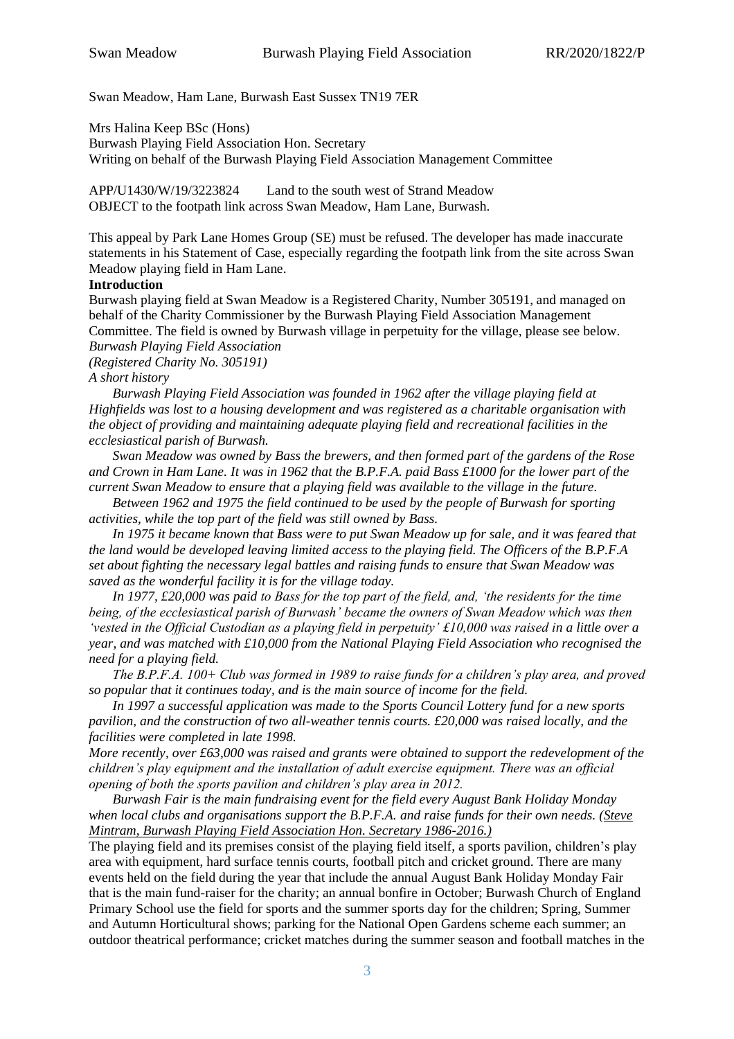Swan Meadow, Ham Lane, Burwash East Sussex TN19 7ER

Mrs Halina Keep BSc (Hons)
Burwash Playing Field Association Hon. Secretary
Writing on behalf of the Burwash Playing Field Association Management Committee

APP/U1430/W/19/3223824 Land to the south west of Strand Meadow
OBJECT to the footpath link across Swan Meadow, Ham Lane, Burwash.

This appeal by Park Lane Homes Group (SE) must be refused. The developer has made inaccurate statements in his Statement of Case, especially regarding the footpath link from the site across Swan Meadow playing field in Ham Lane.

**Introduction**

Burwash playing field at Swan Meadow is a Registered Charity, Number 305191, and managed on behalf of the Charity Commissioner by the Burwash Playing Field Association Management Committee. The field is owned by Burwash village in perpetuity for the village, please see below.

*Burwash Playing Field Association*
*(Registered Charity No. 305191)*
*A short history*

*Burwash Playing Field Association was founded in 1962 after the village playing field at Highfields was lost to a housing development and was registered as a charitable organisation with the object of providing and maintaining adequate playing field and recreational facilities in the ecclesiastical parish of Burwash.*

*Swan Meadow was owned by Bass the brewers, and then formed part of the gardens of the Rose and Crown in Ham Lane. It was in 1962 that the B.P.F.A. paid Bass £1000 for the lower part of the current Swan Meadow to ensure that a playing field was available to the village in the future.*

*Between 1962 and 1975 the field continued to be used by the people of Burwash for sporting activities, while the top part of the field was still owned by Bass.*

*In 1975 it became known that Bass were to put Swan Meadow up for sale, and it was feared that the land would be developed leaving limited access to the playing field. The Officers of the B.P.F.A set about fighting the necessary legal battles and raising funds to ensure that Swan Meadow was saved as the wonderful facility it is for the village today.*

*In 1977, £20,000 was paid to Bass for the top part of the field, and, 'the residents for the time being, of the ecclesiastical parish of Burwash' became the owners of Swan Meadow which was then 'vested in the Official Custodian as a playing field in perpetuity' £10,000 was raised in a little over a year, and was matched with £10,000 from the National Playing Field Association who recognised the need for a playing field.*

*The B.P.F.A. 100+ Club was formed in 1989 to raise funds for a children's play area, and proved so popular that it continues today, and is the main source of income for the field.*

*In 1997 a successful application was made to the Sports Council Lottery fund for a new sports pavilion, and the construction of two all-weather tennis courts. £20,000 was raised locally, and the facilities were completed in late 1998.*

*More recently, over £63,000 was raised and grants were obtained to support the redevelopment of the children's play equipment and the installation of adult exercise equipment. There was an official opening of both the sports pavilion and children's play area in 2012.*

*Burwash Fair is the main fundraising event for the field every August Bank Holiday Monday when local clubs and organisations support the B.P.F.A. and raise funds for their own needs. (Steve Mintram, Burwash Playing Field Association Hon. Secretary 1986-2016.)*

The playing field and its premises consist of the playing field itself, a sports pavilion, children's play area with equipment, hard surface tennis courts, football pitch and cricket ground. There are many events held on the field during the year that include the annual August Bank Holiday Monday Fair that is the main fund-raiser for the charity; an annual bonfire in October; Burwash Church of England Primary School use the field for sports and the summer sports day for the children; Spring, Summer and Autumn Horticultural shows; parking for the National Open Gardens scheme each summer; an outdoor theatrical performance; cricket matches during the summer season and football matches in the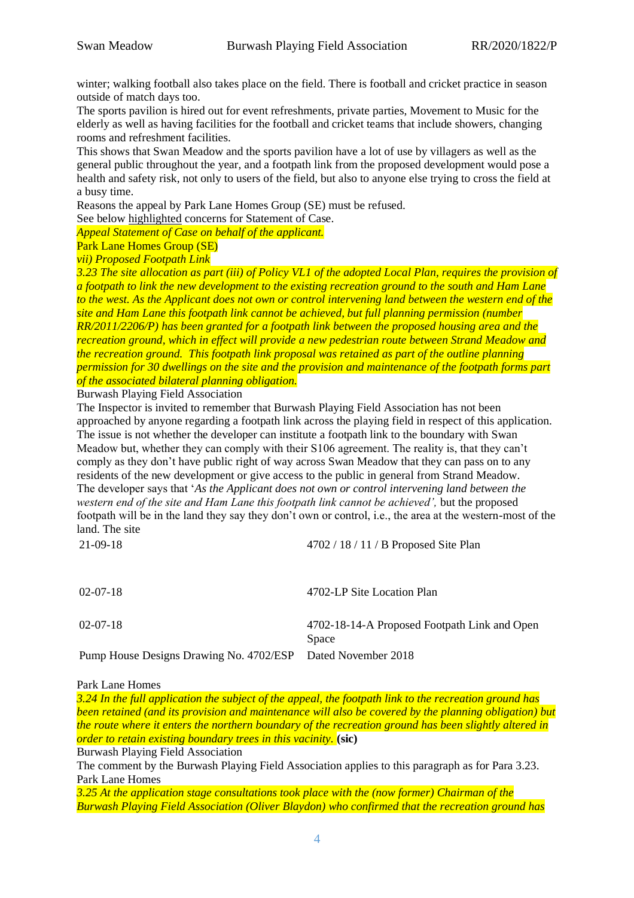winter; walking football also takes place on the field. There is football and cricket practice in season outside of match days too.

The sports pavilion is hired out for event refreshments, private parties, Movement to Music for the elderly as well as having facilities for the football and cricket teams that include showers, changing rooms and refreshment facilities.

This shows that Swan Meadow and the sports pavilion have a lot of use by villagers as well as the general public throughout the year, and a footpath link from the proposed development would pose a health and safety risk, not only to users of the field, but also to anyone else trying to cross the field at a busy time.

Reasons the appeal by Park Lane Homes Group (SE) must be refused.

See below highlighted concerns for Statement of Case.

*Appeal Statement of Case on behalf of the applicant.*

Park Lane Homes Group (SE)

*vii) Proposed Footpath Link*

*3.23 The site allocation as part (iii) of Policy VL1 of the adopted Local Plan, requires the provision of a footpath to link the new development to the existing recreation ground to the south and Ham Lane to the west. As the Applicant does not own or control intervening land between the western end of the site and Ham Lane this footpath link cannot be achieved, but full planning permission (number RR/2011/2206/P) has been granted for a footpath link between the proposed housing area and the recreation ground, which in effect will provide a new pedestrian route between Strand Meadow and the recreation ground. This footpath link proposal was retained as part of the outline planning permission for 30 dwellings on the site and the provision and maintenance of the footpath forms part of the associated bilateral planning obligation.*

Burwash Playing Field Association

The Inspector is invited to remember that Burwash Playing Field Association has not been approached by anyone regarding a footpath link across the playing field in respect of this application. The issue is not whether the developer can institute a footpath link to the boundary with Swan Meadow but, whether they can comply with their S106 agreement. The reality is, that they can't comply as they don't have public right of way across Swan Meadow that they can pass on to any residents of the new development or give access to the public in general from Strand Meadow.

The developer says that '*As the Applicant does not own or control intervening land between the western end of the site and Ham Lane this footpath link cannot be achieved',* but the proposed footpath will be in the land they say they don't own or control, i.e., the area at the western-most of the land. The site

| | |
|---|---|
| 21-09-18 | 4702 / 18 / 11 / B Proposed Site Plan |
| 02-07-18 | 4702-LP Site Location Plan |
| 02-07-18 | 4702-18-14-A Proposed Footpath Link and Open Space |
| Pump House Designs Drawing No. 4702/ESP | Dated November 2018 |

Park Lane Homes

*3.24 In the full application the subject of the appeal, the footpath link to the recreation ground has been retained (and its provision and maintenance will also be covered by the planning obligation) but the route where it enters the northern boundary of the recreation ground has been slightly altered in order to retain existing boundary trees in this vacinity.* **(sic)**

Burwash Playing Field Association

The comment by the Burwash Playing Field Association applies to this paragraph as for Para 3.23.

Park Lane Homes

*3.25 At the application stage consultations took place with the (now former) Chairman of the Burwash Playing Field Association (Oliver Blaydon) who confirmed that the recreation ground has*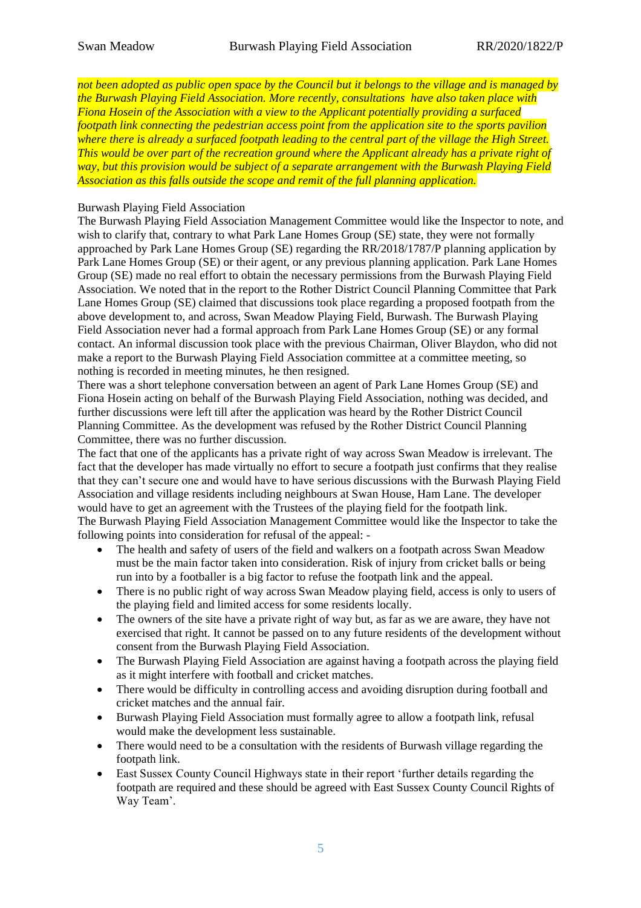*not been adopted as public open space by the Council but it belongs to the village and is managed by the Burwash Playing Field Association. More recently, consultations have also taken place with Fiona Hosein of the Association with a view to the Applicant potentially providing a surfaced footpath link connecting the pedestrian access point from the application site to the sports pavilion where there is already a surfaced footpath leading to the central part of the village the High Street. This would be over part of the recreation ground where the Applicant already has a private right of way, but this provision would be subject of a separate arrangement with the Burwash Playing Field Association as this falls outside the scope and remit of the full planning application.*

Burwash Playing Field Association

The Burwash Playing Field Association Management Committee would like the Inspector to note, and wish to clarify that, contrary to what Park Lane Homes Group (SE) state, they were not formally approached by Park Lane Homes Group (SE) regarding the RR/2018/1787/P planning application by Park Lane Homes Group (SE) or their agent, or any previous planning application. Park Lane Homes Group (SE) made no real effort to obtain the necessary permissions from the Burwash Playing Field Association. We noted that in the report to the Rother District Council Planning Committee that Park Lane Homes Group (SE) claimed that discussions took place regarding a proposed footpath from the above development to, and across, Swan Meadow Playing Field, Burwash. The Burwash Playing Field Association never had a formal approach from Park Lane Homes Group (SE) or any formal contact. An informal discussion took place with the previous Chairman, Oliver Blaydon, who did not make a report to the Burwash Playing Field Association committee at a committee meeting, so nothing is recorded in meeting minutes, he then resigned.

There was a short telephone conversation between an agent of Park Lane Homes Group (SE) and Fiona Hosein acting on behalf of the Burwash Playing Field Association, nothing was decided, and further discussions were left till after the application was heard by the Rother District Council Planning Committee. As the development was refused by the Rother District Council Planning Committee, there was no further discussion.

The fact that one of the applicants has a private right of way across Swan Meadow is irrelevant. The fact that the developer has made virtually no effort to secure a footpath just confirms that they realise that they can't secure one and would have to have serious discussions with the Burwash Playing Field Association and village residents including neighbours at Swan House, Ham Lane. The developer would have to get an agreement with the Trustees of the playing field for the footpath link.

The Burwash Playing Field Association Management Committee would like the Inspector to take the following points into consideration for refusal of the appeal: -

- The health and safety of users of the field and walkers on a footpath across Swan Meadow must be the main factor taken into consideration. Risk of injury from cricket balls or being run into by a footballer is a big factor to refuse the footpath link and the appeal.
- There is no public right of way across Swan Meadow playing field, access is only to users of the playing field and limited access for some residents locally.
- The owners of the site have a private right of way but, as far as we are aware, they have not exercised that right. It cannot be passed on to any future residents of the development without consent from the Burwash Playing Field Association.
- The Burwash Playing Field Association are against having a footpath across the playing field as it might interfere with football and cricket matches.
- There would be difficulty in controlling access and avoiding disruption during football and cricket matches and the annual fair.
- Burwash Playing Field Association must formally agree to allow a footpath link, refusal would make the development less sustainable.
- There would need to be a consultation with the residents of Burwash village regarding the footpath link.
- East Sussex County Council Highways state in their report 'further details regarding the footpath are required and these should be agreed with East Sussex County Council Rights of Way Team'.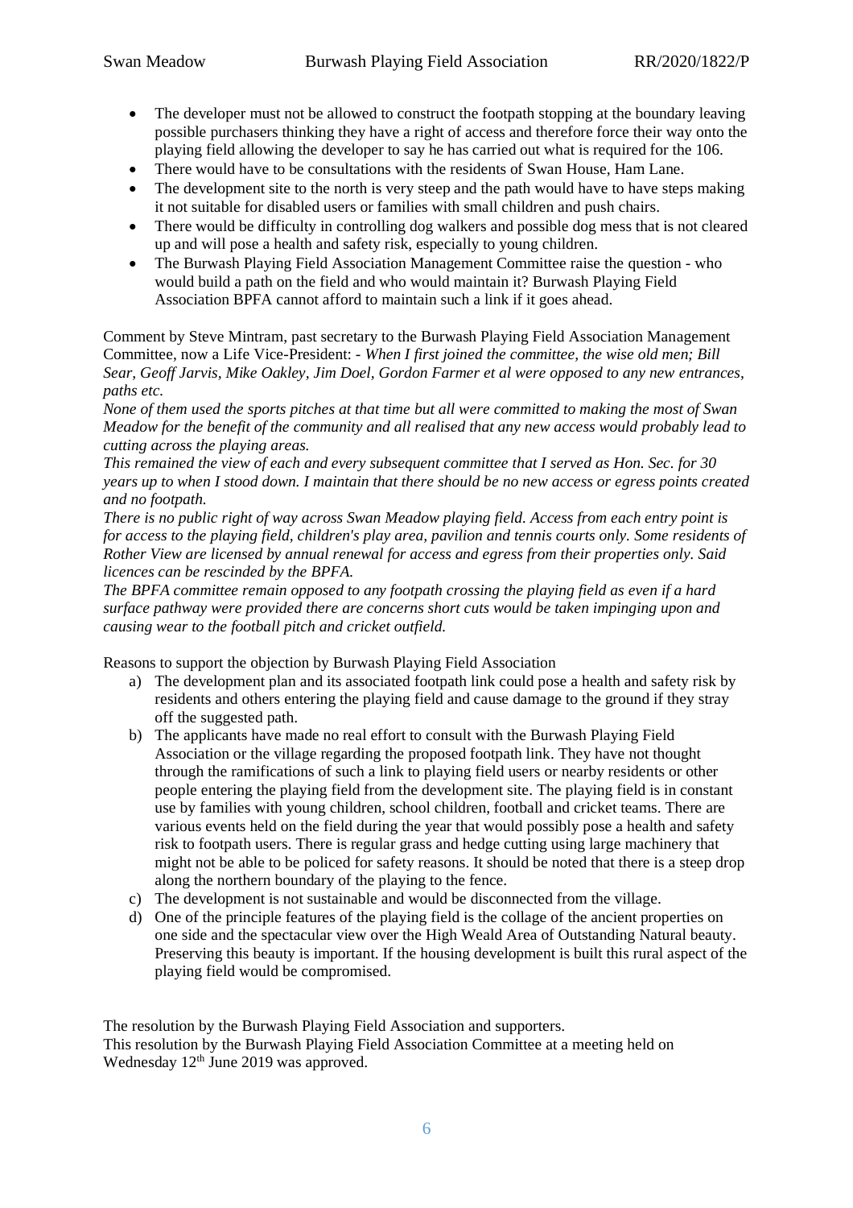- The developer must not be allowed to construct the footpath stopping at the boundary leaving possible purchasers thinking they have a right of access and therefore force their way onto the playing field allowing the developer to say he has carried out what is required for the 106.
- There would have to be consultations with the residents of Swan House, Ham Lane.
- The development site to the north is very steep and the path would have to have steps making it not suitable for disabled users or families with small children and push chairs.
- There would be difficulty in controlling dog walkers and possible dog mess that is not cleared up and will pose a health and safety risk, especially to young children.
- The Burwash Playing Field Association Management Committee raise the question - who would build a path on the field and who would maintain it? Burwash Playing Field Association BPFA cannot afford to maintain such a link if it goes ahead.

Comment by Steve Mintram, past secretary to the Burwash Playing Field Association Management Committee, now a Life Vice-President: - *When I first joined the committee, the wise old men; Bill Sear, Geoff Jarvis, Mike Oakley, Jim Doel, Gordon Farmer et al were opposed to any new entrances, paths etc.*

*None of them used the sports pitches at that time but all were committed to making the most of Swan Meadow for the benefit of the community and all realised that any new access would probably lead to cutting across the playing areas.*

*This remained the view of each and every subsequent committee that I served as Hon. Sec. for 30 years up to when I stood down. I maintain that there should be no new access or egress points created and no footpath.*

*There is no public right of way across Swan Meadow playing field. Access from each entry point is for access to the playing field, children's play area, pavilion and tennis courts only. Some residents of Rother View are licensed by annual renewal for access and egress from their properties only. Said licences can be rescinded by the BPFA.*

*The BPFA committee remain opposed to any footpath crossing the playing field as even if a hard surface pathway were provided there are concerns short cuts would be taken impinging upon and causing wear to the football pitch and cricket outfield.*

Reasons to support the objection by Burwash Playing Field Association

a) The development plan and its associated footpath link could pose a health and safety risk by residents and others entering the playing field and cause damage to the ground if they stray off the suggested path.
b) The applicants have made no real effort to consult with the Burwash Playing Field Association or the village regarding the proposed footpath link. They have not thought through the ramifications of such a link to playing field users or nearby residents or other people entering the playing field from the development site. The playing field is in constant use by families with young children, school children, football and cricket teams. There are various events held on the field during the year that would possibly pose a health and safety risk to footpath users. There is regular grass and hedge cutting using large machinery that might not be able to be policed for safety reasons. It should be noted that there is a steep drop along the northern boundary of the playing to the fence.
c) The development is not sustainable and would be disconnected from the village.
d) One of the principle features of the playing field is the collage of the ancient properties on one side and the spectacular view over the High Weald Area of Outstanding Natural beauty. Preserving this beauty is important. If the housing development is built this rural aspect of the playing field would be compromised.

The resolution by the Burwash Playing Field Association and supporters.
This resolution by the Burwash Playing Field Association Committee at a meeting held on Wednesday 12th June 2019 was approved.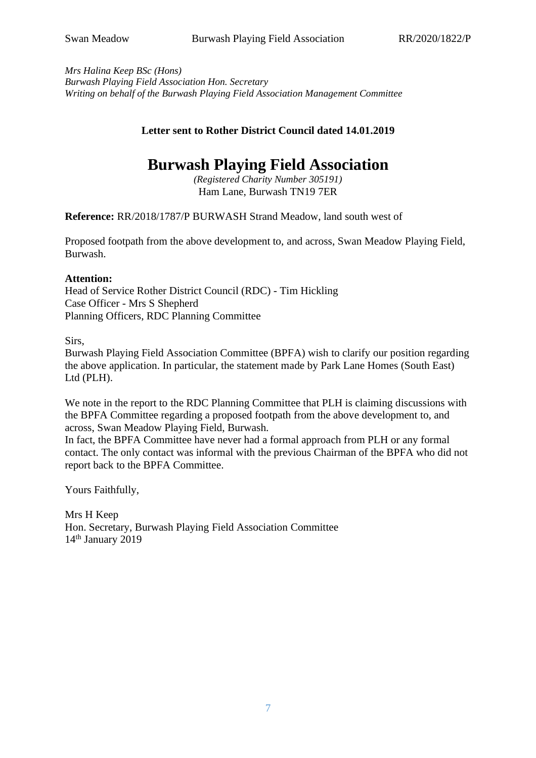*Mrs Halina Keep BSc (Hons)*
*Burwash Playing Field Association Hon. Secretary*
*Writing on behalf of the Burwash Playing Field Association Management Committee*

**Letter sent to Rother District Council dated 14.01.2019**

# Burwash Playing Field Association

*(Registered Charity Number 305191)*
Ham Lane, Burwash TN19 7ER

**Reference:** RR/2018/1787/P BURWASH Strand Meadow, land south west of

Proposed footpath from the above development to, and across, Swan Meadow Playing Field, Burwash.

**Attention:**
Head of Service Rother District Council (RDC) - Tim Hickling
Case Officer - Mrs S Shepherd
Planning Officers, RDC Planning Committee

Sirs,
Burwash Playing Field Association Committee (BPFA) wish to clarify our position regarding the above application. In particular, the statement made by Park Lane Homes (South East) Ltd (PLH).

We note in the report to the RDC Planning Committee that PLH is claiming discussions with the BPFA Committee regarding a proposed footpath from the above development to, and across, Swan Meadow Playing Field, Burwash.
In fact, the BPFA Committee have never had a formal approach from PLH or any formal contact. The only contact was informal with the previous Chairman of the BPFA who did not report back to the BPFA Committee.

Yours Faithfully,

Mrs H Keep
Hon. Secretary, Burwash Playing Field Association Committee
14th January 2019